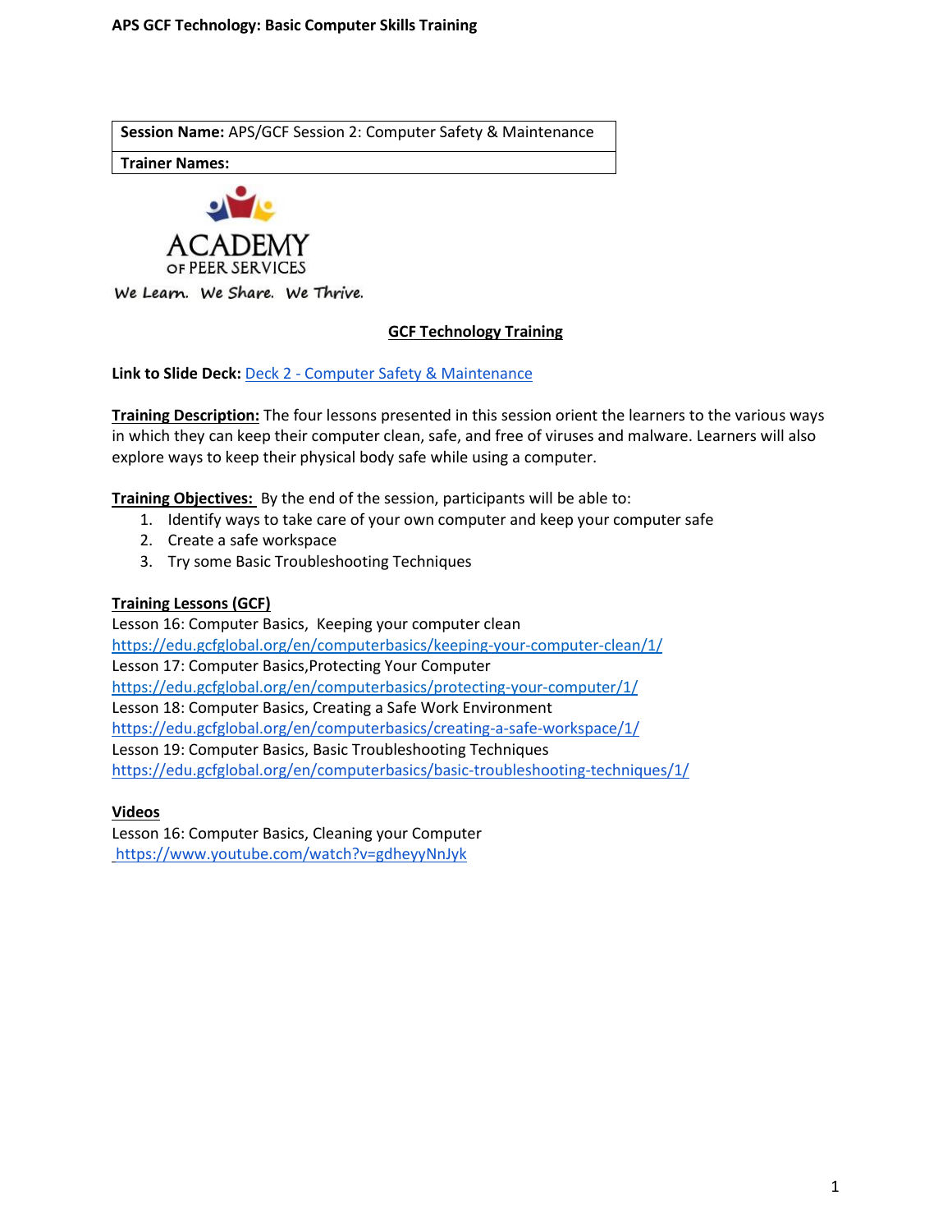| **Session Name:** APS/GCF Session 2: Computer Safety & Maintenance |
| --- |
| **Trainer Names:** |

ACADEMY OF PEER SERVICES

We Learn. We Share. We Thrive.

## GCF Technology Training

**Link to Slide Deck:** Deck 2 - Computer Safety & Maintenance

**Training Description:** The four lessons presented in this session orient the learners to the various ways in which they can keep their computer clean, safe, and free of viruses and malware. Learners will also explore ways to keep their physical body safe while using a computer.

**Training Objectives:** By the end of the session, participants will be able to:

1. Identify ways to take care of your own computer and keep your computer safe
2. Create a safe workspace
3. Try some Basic Troubleshooting Techniques

**Training Lessons (GCF)**

Lesson 16: Computer Basics, Keeping your computer clean
https://edu.gcfglobal.org/en/computerbasics/keeping-your-computer-clean/1/
Lesson 17: Computer Basics,Protecting Your Computer
https://edu.gcfglobal.org/en/computerbasics/protecting-your-computer/1/
Lesson 18: Computer Basics, Creating a Safe Work Environment
https://edu.gcfglobal.org/en/computerbasics/creating-a-safe-workspace/1/
Lesson 19: Computer Basics, Basic Troubleshooting Techniques
https://edu.gcfglobal.org/en/computerbasics/basic-troubleshooting-techniques/1/

**Videos**

Lesson 16: Computer Basics, Cleaning your Computer
https://www.youtube.com/watch?v=gdheyyNnJyk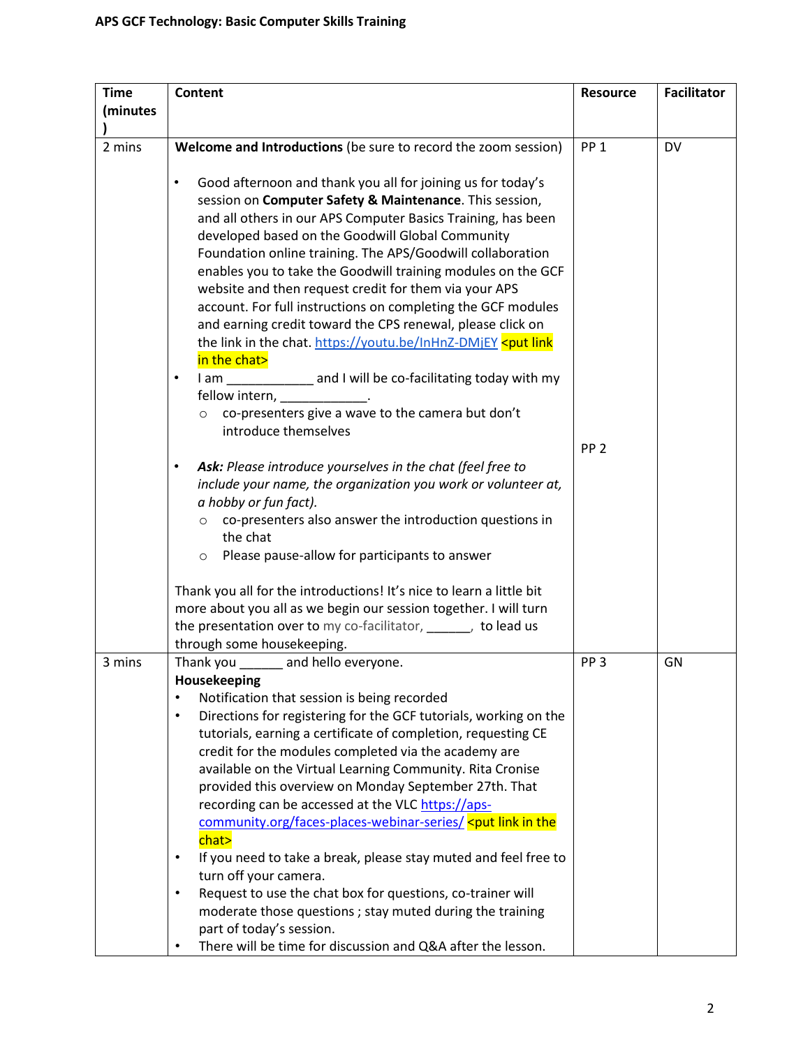| Time (minutes) | Content | Resource | Facilitator |
|---|---|---|---|
| 2 mins | **Welcome and Introductions** (be sure to record the zoom session)<br><br>• Good afternoon and thank you all for joining us for today's session on **Computer Safety & Maintenance**. This session, and all others in our APS Computer Basics Training, has been developed based on the Goodwill Global Community Foundation online training. The APS/Goodwill collaboration enables you to take the Goodwill training modules on the GCF website and then request credit for them via your APS account. For full instructions on completing the GCF modules and earning credit toward the CPS renewal, please click on the link in the chat. https://youtu.be/InHnZ-DMjEY <put link in the chat><br>• I am ____________ and I will be co-facilitating today with my fellow intern, ____________.<br>    ○ co-presenters give a wave to the camera but don't introduce themselves<br><br>• ***Ask:*** *Please introduce yourselves in the chat (feel free to include your name, the organization you work or volunteer at, a hobby or fun fact).*<br>    ○ co-presenters also answer the introduction questions in the chat<br>    ○ Please pause-allow for participants to answer<br><br>Thank you all for the introductions! It's nice to learn a little bit more about you all as we begin our session together. I will turn the presentation over to my co-facilitator, ______, to lead us through some housekeeping. | PP 1<br><br><br><br><br><br><br><br><br><br><br><br><br><br><br><br>PP 2 | DV |
| 3 mins | Thank you ______ and hello everyone.<br>**Housekeeping**<br>• Notification that session is being recorded<br>• Directions for registering for the GCF tutorials, working on the tutorials, earning a certificate of completion, requesting CE credit for the modules completed via the academy are available on the Virtual Learning Community. Rita Cronise provided this overview on Monday September 27th. That recording can be accessed at the VLC https://aps-community.org/faces-places-webinar-series/ <put link in the chat><br>• If you need to take a break, please stay muted and feel free to turn off your camera.<br>• Request to use the chat box for questions, co-trainer will moderate those questions ; stay muted during the training part of today's session.<br>• There will be time for discussion and Q&A after the lesson. | PP 3 | GN |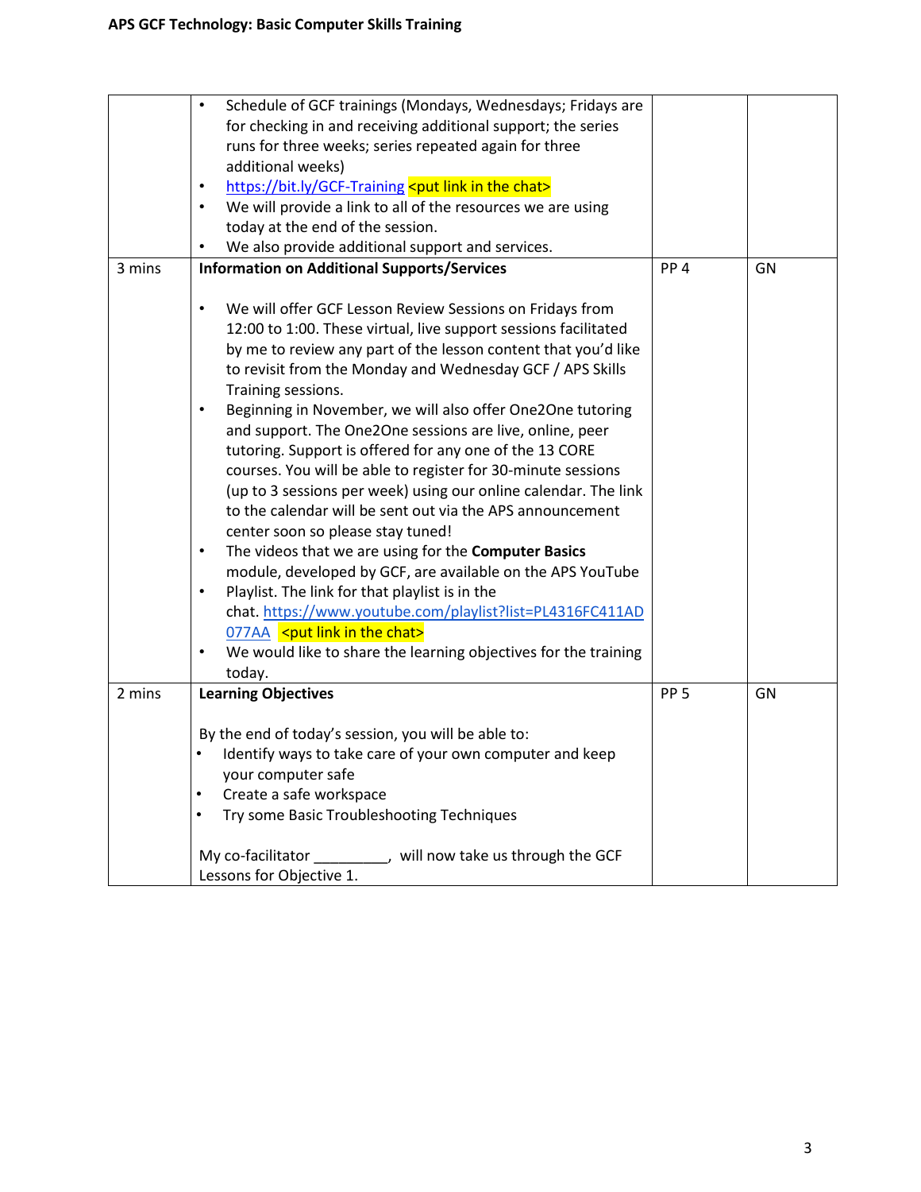| | | | |
|---|---|---|---|
| | • Schedule of GCF trainings (Mondays, Wednesdays; Fridays are for checking in and receiving additional support; the series runs for three weeks; series repeated again for three additional weeks)<br>• https://bit.ly/GCF-Training <put link in the chat><br>• We will provide a link to all of the resources we are using today at the end of the session.<br>• We also provide additional support and services. | | |
| 3 mins | **Information on Additional Supports/Services**<br><br>• We will offer GCF Lesson Review Sessions on Fridays from 12:00 to 1:00. These virtual, live support sessions facilitated by me to review any part of the lesson content that you'd like to revisit from the Monday and Wednesday GCF / APS Skills Training sessions.<br>• Beginning in November, we will also offer One2One tutoring and support. The One2One sessions are live, online, peer tutoring. Support is offered for any one of the 13 CORE courses. You will be able to register for 30-minute sessions (up to 3 sessions per week) using our online calendar. The link to the calendar will be sent out via the APS announcement center soon so please stay tuned!<br>• The videos that we are using for the **Computer Basics** module, developed by GCF, are available on the APS YouTube<br>• Playlist. The link for that playlist is in the chat. https://www.youtube.com/playlist?list=PL4316FC411AD077AA <put link in the chat><br>• We would like to share the learning objectives for the training today. | PP 4 | GN |
| 2 mins | **Learning Objectives**<br><br>By the end of today's session, you will be able to:<br>• Identify ways to take care of your own computer and keep your computer safe<br>• Create a safe workspace<br>• Try some Basic Troubleshooting Techniques<br><br>My co-facilitator _________, will now take us through the GCF Lessons for Objective 1. | PP 5 | GN |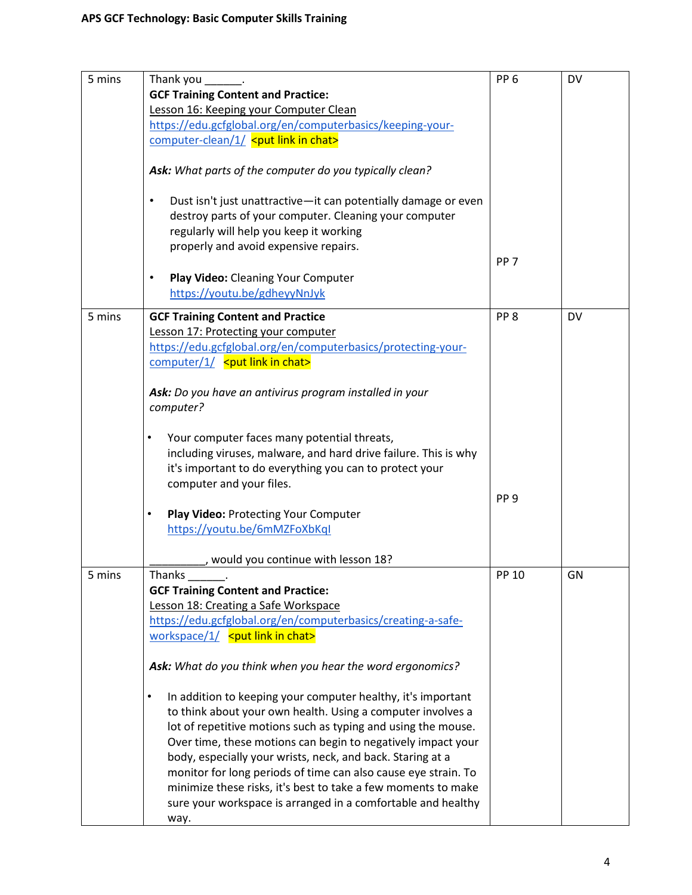| | | | |
|---|---|---|---|
| 5 mins | Thank you \_\_\_\_\_\_.<br>**GCF Training Content and Practice:**<br>Lesson 16: Keeping your Computer Clean<br>https://edu.gcfglobal.org/en/computerbasics/keeping-your-computer-clean/1/ <put link in chat><br><br>***Ask:*** *What parts of the computer do you typically clean?*<br><br>• Dust isn't just unattractive—it can potentially damage or even destroy parts of your computer. Cleaning your computer regularly will help you keep it working properly and avoid expensive repairs.<br><br>• **Play Video:** Cleaning Your Computer https://youtu.be/gdheyyNnJyk | PP 6<br><br><br><br><br><br><br><br><br>PP 7 | DV |
| 5 mins | **GCF Training Content and Practice**<br>Lesson 17: Protecting your computer<br>https://edu.gcfglobal.org/en/computerbasics/protecting-your-computer/1/ <put link in chat><br><br>***Ask:*** *Do you have an antivirus program installed in your computer?*<br><br>• Your computer faces many potential threats, including viruses, malware, and hard drive failure. This is why it's important to do everything you can to protect your computer and your files.<br><br>• **Play Video:** Protecting Your Computer https://youtu.be/6mMZFoXbKqI<br><br>\_\_\_\_\_\_\_\_\_, would you continue with lesson 18? | PP 8<br><br><br><br><br><br><br><br><br>PP 9 | DV |
| 5 mins | Thanks \_\_\_\_\_\_.<br>**GCF Training Content and Practice:**<br>Lesson 18: Creating a Safe Workspace<br>https://edu.gcfglobal.org/en/computerbasics/creating-a-safe-workspace/1/ <put link in chat><br><br>***Ask:*** *What do you think when you hear the word ergonomics?*<br><br>• In addition to keeping your computer healthy, it's important to think about your own health. Using a computer involves a lot of repetitive motions such as typing and using the mouse. Over time, these motions can begin to negatively impact your body, especially your wrists, neck, and back. Staring at a monitor for long periods of time can also cause eye strain. To minimize these risks, it's best to take a few moments to make sure your workspace is arranged in a comfortable and healthy way. | PP 10 | GN |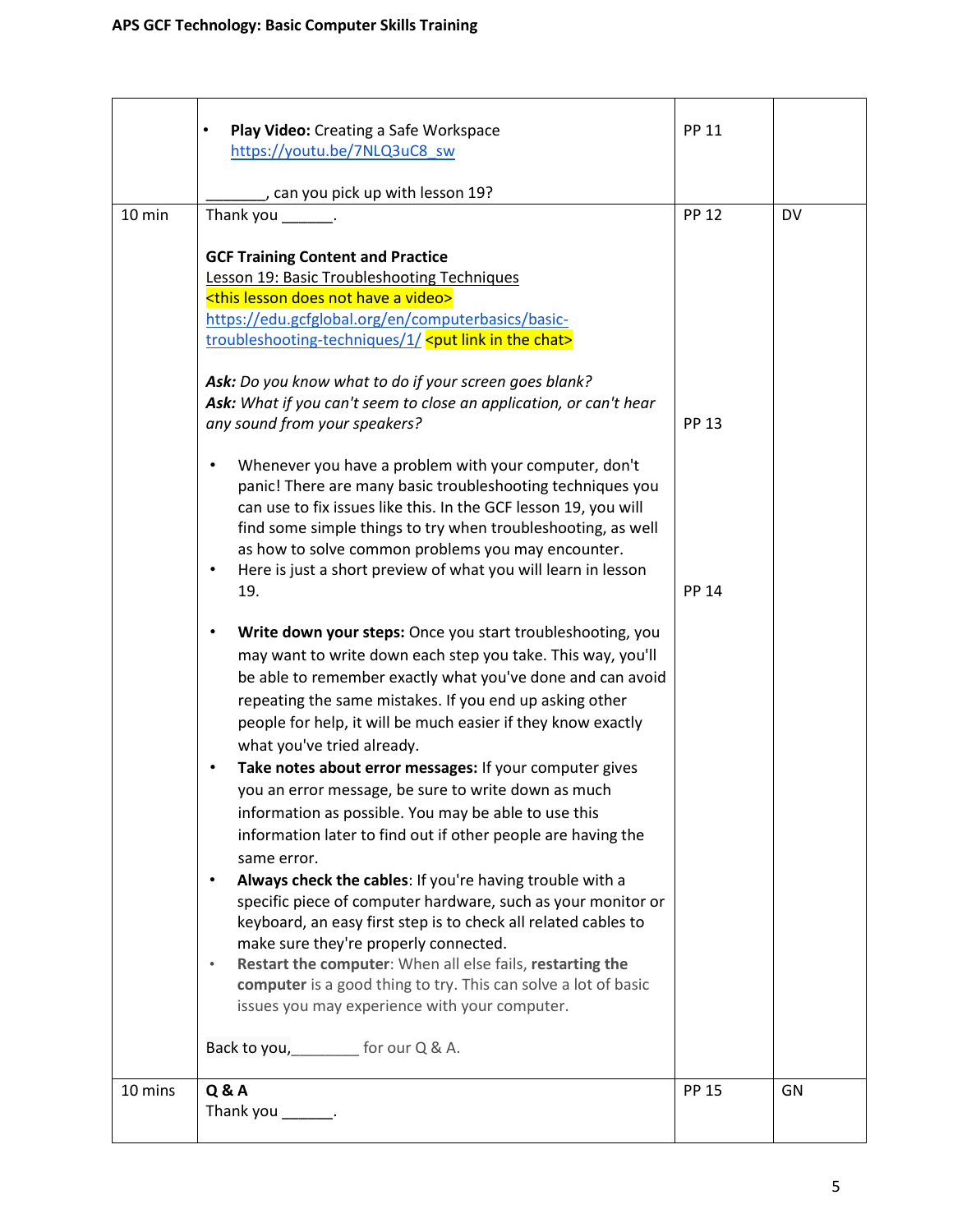| | | | |
|---|---|---|---|
| | • **Play Video:** Creating a Safe Workspace https://youtu.be/7NLQ3uC8_sw<br><br>_______, can you pick up with lesson 19? | PP 11 | |
| 10 min | Thank you ______.<br><br>**GCF Training Content and Practice**<br>Lesson 19: Basic Troubleshooting Techniques<br><this lesson does not have a video><br>https://edu.gcfglobal.org/en/computerbasics/basic-troubleshooting-techniques/1/ <put link in the chat><br><br>***Ask:*** *Do you know what to do if your screen goes blank?*<br>***Ask:*** *What if you can't seem to close an application, or can't hear any sound from your speakers?*<br><br>• Whenever you have a problem with your computer, don't panic! There are many basic troubleshooting techniques you can use to fix issues like this. In the GCF lesson 19, you will find some simple things to try when troubleshooting, as well as how to solve common problems you may encounter.<br>• Here is just a short preview of what you will learn in lesson 19.<br><br>• **Write down your steps:** Once you start troubleshooting, you may want to write down each step you take. This way, you'll be able to remember exactly what you've done and can avoid repeating the same mistakes. If you end up asking other people for help, it will be much easier if they know exactly what you've tried already.<br>• **Take notes about error messages:** If your computer gives you an error message, be sure to write down as much information as possible. You may be able to use this information later to find out if other people are having the same error.<br>• **Always check the cables**: If you're having trouble with a specific piece of computer hardware, such as your monitor or keyboard, an easy first step is to check all related cables to make sure they're properly connected.<br>• **Restart the computer**: When all else fails, **restarting the computer** is a good thing to try. This can solve a lot of basic issues you may experience with your computer.<br><br>Back to you,________ for our Q & A. | PP 12<br><br><br><br><br><br>PP 13<br><br><br><br><br>PP 14 | DV |
| 10 mins | **Q & A**<br>Thank you ______. | PP 15 | GN |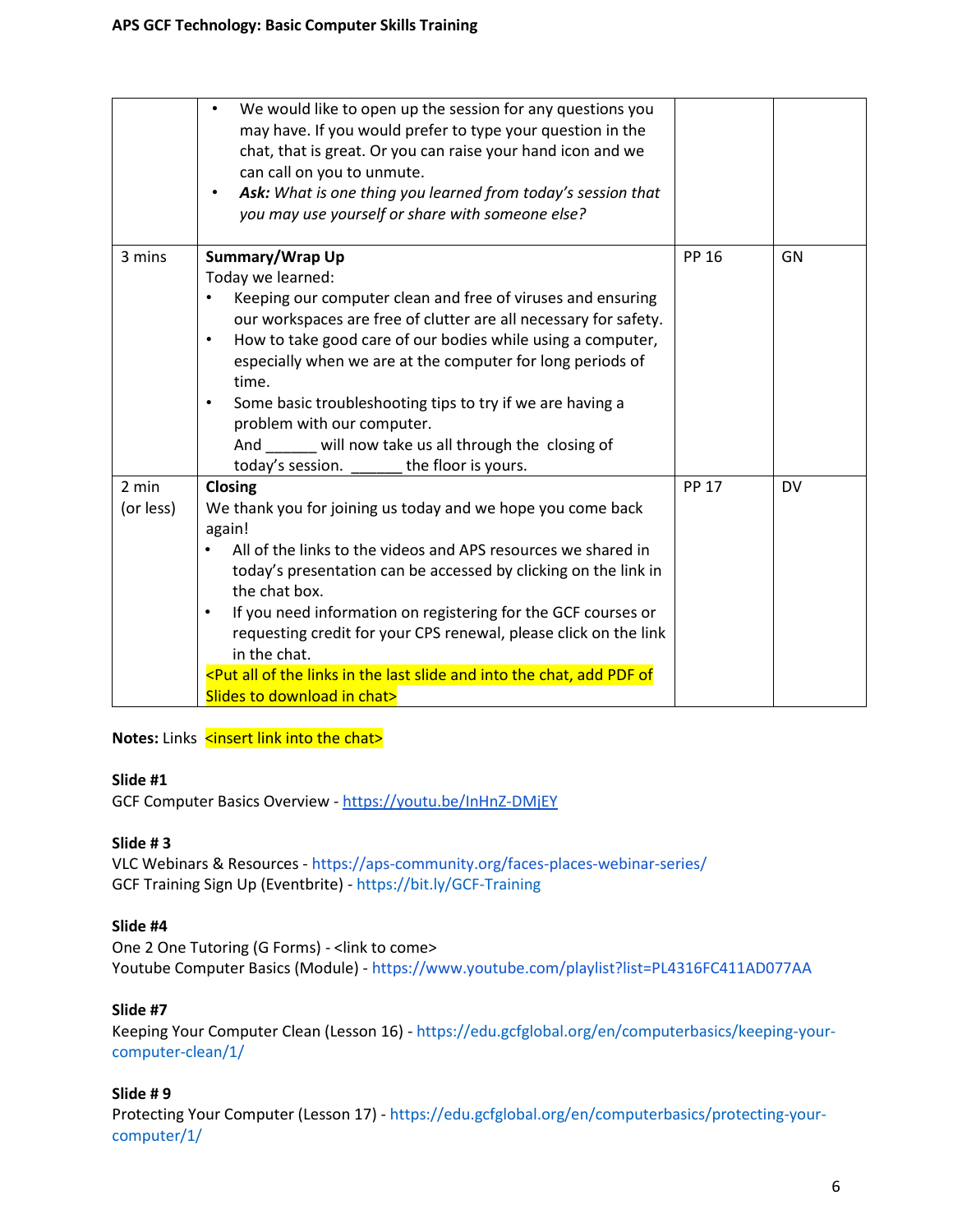| | | | |
|---|---|---|---|
| | • We would like to open up the session for any questions you may have. If you would prefer to type your question in the chat, that is great. Or you can raise your hand icon and we can call on you to unmute.<br>• ***Ask:*** *What is one thing you learned from today's session that you may use yourself or share with someone else?* | | |
| 3 mins | **Summary/Wrap Up**<br>Today we learned:<br>• Keeping our computer clean and free of viruses and ensuring our workspaces are free of clutter are all necessary for safety.<br>• How to take good care of our bodies while using a computer, especially when we are at the computer for long periods of time.<br>• Some basic troubleshooting tips to try if we are having a problem with our computer.<br>And ______ will now take us all through the closing of today's session. ______ the floor is yours. | PP 16 | GN |
| 2 min (or less) | **Closing**<br>We thank you for joining us today and we hope you come back again!<br>• All of the links to the videos and APS resources we shared in today's presentation can be accessed by clicking on the link in the chat box.<br>• If you need information on registering for the GCF courses or requesting credit for your CPS renewal, please click on the link in the chat.<br><Put all of the links in the last slide and into the chat, add PDF of Slides to download in chat> | PP 17 | DV |

**Notes:** Links <insert link into the chat>

**Slide #1**
GCF Computer Basics Overview - https://youtu.be/InHnZ-DMjEY

**Slide # 3**
VLC Webinars & Resources - https://aps-community.org/faces-places-webinar-series/
GCF Training Sign Up (Eventbrite) - https://bit.ly/GCF-Training

**Slide #4**
One 2 One Tutoring (G Forms) - <link to come>
Youtube Computer Basics (Module) - https://www.youtube.com/playlist?list=PL4316FC411AD077AA

**Slide #7**
Keeping Your Computer Clean (Lesson 16) - https://edu.gcfglobal.org/en/computerbasics/keeping-your-computer-clean/1/

**Slide # 9**
Protecting Your Computer (Lesson 17) - https://edu.gcfglobal.org/en/computerbasics/protecting-your-computer/1/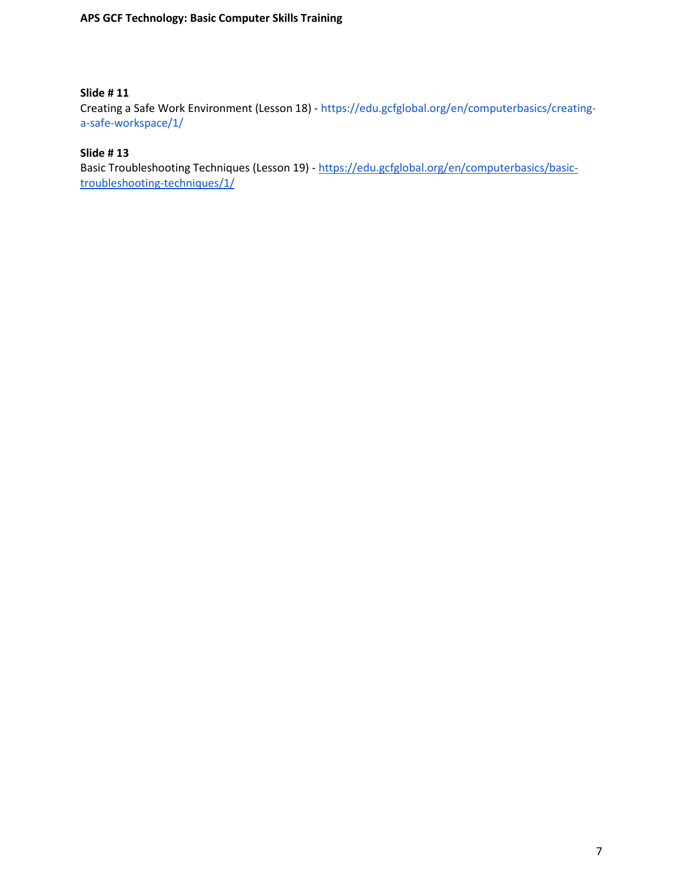**Slide # 11**
Creating a Safe Work Environment (Lesson 18) - https://edu.gcfglobal.org/en/computerbasics/creating-a-safe-workspace/1/

**Slide # 13**
Basic Troubleshooting Techniques (Lesson 19) - https://edu.gcfglobal.org/en/computerbasics/basic-troubleshooting-techniques/1/